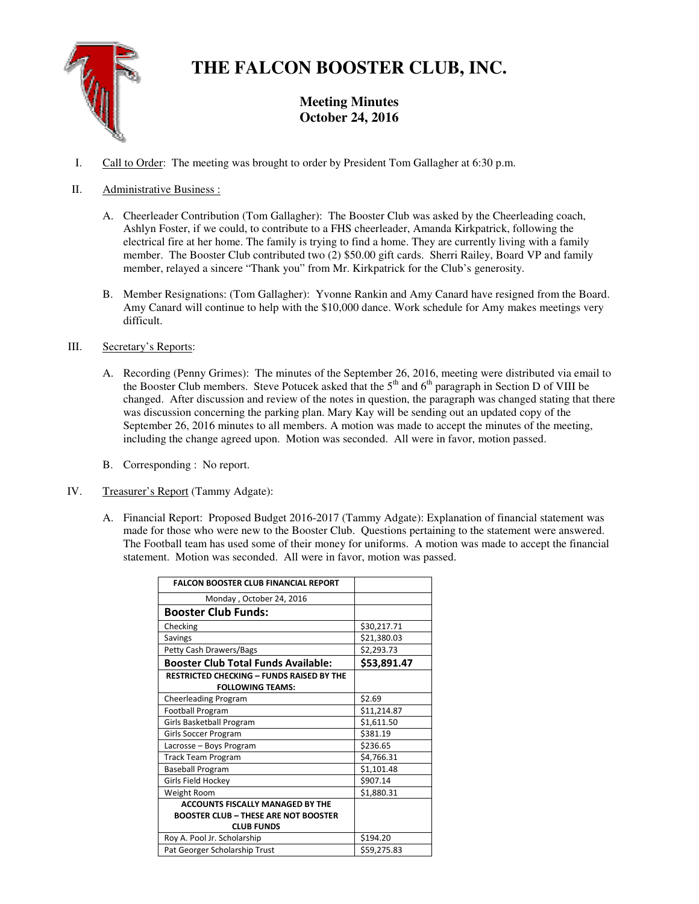# THE FALCON BOOSTER CLUB, INC.

## Meeting Minutes
## October 24, 2016

I. Call to Order: The meeting was brought to order by President Tom Gallagher at 6:30 p.m.

II. Administrative Business :

A. Cheerleader Contribution (Tom Gallagher): The Booster Club was asked by the Cheerleading coach, Ashlyn Foster, if we could, to contribute to a FHS cheerleader, Amanda Kirkpatrick, following the electrical fire at her home. The family is trying to find a home. They are currently living with a family member. The Booster Club contributed two (2) $50.00 gift cards. Sherri Railey, Board VP and family member, relayed a sincere "Thank you" from Mr. Kirkpatrick for the Club's generosity.

B. Member Resignations: (Tom Gallagher): Yvonne Rankin and Amy Canard have resigned from the Board. Amy Canard will continue to help with the $10,000 dance. Work schedule for Amy makes meetings very difficult.

III. Secretary's Reports:

A. Recording (Penny Grimes): The minutes of the September 26, 2016, meeting were distributed via email to the Booster Club members. Steve Potucek asked that the 5th and 6th paragraph in Section D of VIII be changed. After discussion and review of the notes in question, the paragraph was changed stating that there was discussion concerning the parking plan. Mary Kay will be sending out an updated copy of the September 26, 2016 minutes to all members. A motion was made to accept the minutes of the meeting, including the change agreed upon. Motion was seconded. All were in favor, motion passed.

B. Corresponding : No report.

IV. Treasurer's Report (Tammy Adgate):

A. Financial Report: Proposed Budget 2016-2017 (Tammy Adgate): Explanation of financial statement was made for those who were new to the Booster Club. Questions pertaining to the statement were answered. The Football team has used some of their money for uniforms. A motion was made to accept the financial statement. Motion was seconded. All were in favor, motion was passed.

| FALCON BOOSTER CLUB FINANCIAL REPORT | |
|---|---|
| Monday , October 24, 2016 | |
| **Booster Club Funds:** | |
| Checking | $30,217.71 |
| Savings | $21,380.03 |
| Petty Cash Drawers/Bags | $2,293.73 |
| **Booster Club Total Funds Available:** | **$53,891.47** |
| **RESTRICTED CHECKING – FUNDS RAISED BY THE FOLLOWING TEAMS:** | |
| Cheerleading Program | $2.69 |
| Football Program | $11,214.87 |
| Girls Basketball Program | $1,611.50 |
| Girls Soccer Program | $381.19 |
| Lacrosse – Boys Program | $236.65 |
| Track Team Program | $4,766.31 |
| Baseball Program | $1,101.48 |
| Girls Field Hockey | $907.14 |
| Weight Room | $1,880.31 |
| **ACCOUNTS FISCALLY MANAGED BY THE BOOSTER CLUB – THESE ARE NOT BOOSTER CLUB FUNDS** | |
| Roy A. Pool Jr. Scholarship | $194.20 |
| Pat Georger Scholarship Trust | $59,275.83 |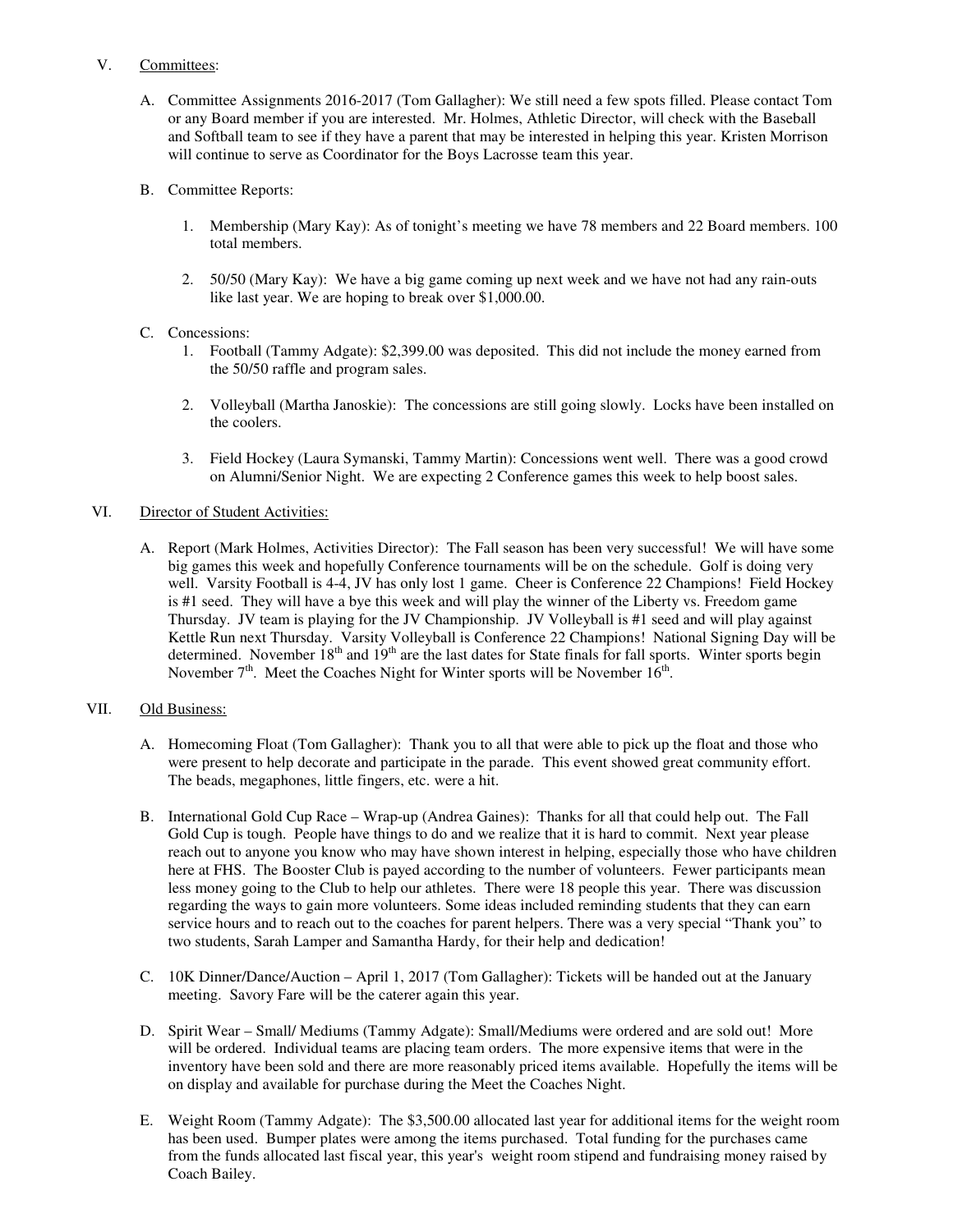V. <u>Committees</u>:

A. Committee Assignments 2016-2017 (Tom Gallagher): We still need a few spots filled. Please contact Tom or any Board member if you are interested. Mr. Holmes, Athletic Director, will check with the Baseball and Softball team to see if they have a parent that may be interested in helping this year. Kristen Morrison will continue to serve as Coordinator for the Boys Lacrosse team this year.

B. Committee Reports:

1. Membership (Mary Kay): As of tonight's meeting we have 78 members and 22 Board members. 100 total members.

2. 50/50 (Mary Kay): We have a big game coming up next week and we have not had any rain-outs like last year. We are hoping to break over $1,000.00.

C. Concessions:

1. Football (Tammy Adgate): $2,399.00 was deposited. This did not include the money earned from the 50/50 raffle and program sales.

2. Volleyball (Martha Janoskie): The concessions are still going slowly. Locks have been installed on the coolers.

3. Field Hockey (Laura Symanski, Tammy Martin): Concessions went well. There was a good crowd on Alumni/Senior Night. We are expecting 2 Conference games this week to help boost sales.

VI. <u>Director of Student Activities:</u>

A. Report (Mark Holmes, Activities Director): The Fall season has been very successful! We will have some big games this week and hopefully Conference tournaments will be on the schedule. Golf is doing very well. Varsity Football is 4-4, JV has only lost 1 game. Cheer is Conference 22 Champions! Field Hockey is #1 seed. They will have a bye this week and will play the winner of the Liberty vs. Freedom game Thursday. JV team is playing for the JV Championship. JV Volleyball is #1 seed and will play against Kettle Run next Thursday. Varsity Volleyball is Conference 22 Champions! National Signing Day will be determined. November 18th and 19th are the last dates for State finals for fall sports. Winter sports begin November 7th. Meet the Coaches Night for Winter sports will be November 16th.

VII. <u>Old Business:</u>

A. Homecoming Float (Tom Gallagher): Thank you to all that were able to pick up the float and those who were present to help decorate and participate in the parade. This event showed great community effort. The beads, megaphones, little fingers, etc. were a hit.

B. International Gold Cup Race – Wrap-up (Andrea Gaines): Thanks for all that could help out. The Fall Gold Cup is tough. People have things to do and we realize that it is hard to commit. Next year please reach out to anyone you know who may have shown interest in helping, especially those who have children here at FHS. The Booster Club is payed according to the number of volunteers. Fewer participants mean less money going to the Club to help our athletes. There were 18 people this year. There was discussion regarding the ways to gain more volunteers. Some ideas included reminding students that they can earn service hours and to reach out to the coaches for parent helpers. There was a very special "Thank you" to two students, Sarah Lamper and Samantha Hardy, for their help and dedication!

C. 10K Dinner/Dance/Auction – April 1, 2017 (Tom Gallagher): Tickets will be handed out at the January meeting. Savory Fare will be the caterer again this year.

D. Spirit Wear – Small/ Mediums (Tammy Adgate): Small/Mediums were ordered and are sold out! More will be ordered. Individual teams are placing team orders. The more expensive items that were in the inventory have been sold and there are more reasonably priced items available. Hopefully the items will be on display and available for purchase during the Meet the Coaches Night.

E. Weight Room (Tammy Adgate): The $3,500.00 allocated last year for additional items for the weight room has been used. Bumper plates were among the items purchased. Total funding for the purchases came from the funds allocated last fiscal year, this year's weight room stipend and fundraising money raised by Coach Bailey.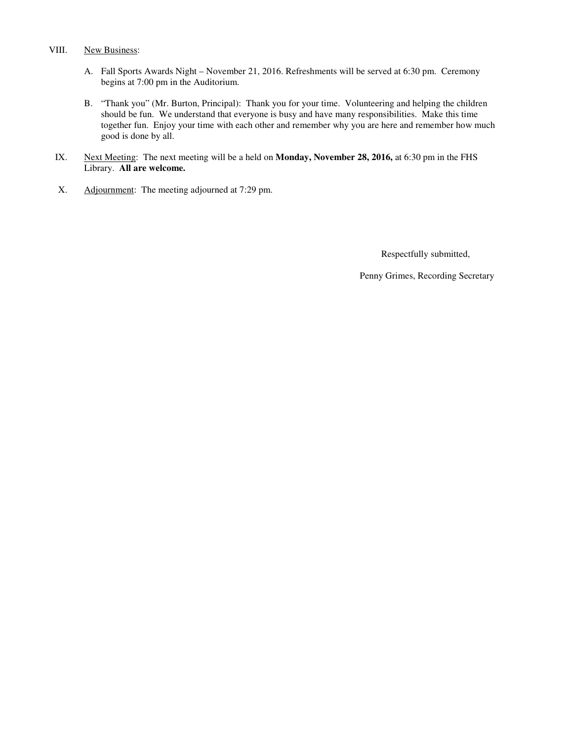VIII. New Business:

A. Fall Sports Awards Night – November 21, 2016. Refreshments will be served at 6:30 pm. Ceremony begins at 7:00 pm in the Auditorium.

B. "Thank you" (Mr. Burton, Principal): Thank you for your time. Volunteering and helping the children should be fun. We understand that everyone is busy and have many responsibilities. Make this time together fun. Enjoy your time with each other and remember why you are here and remember how much good is done by all.

IX. Next Meeting: The next meeting will be a held on **Monday, November 28, 2016,** at 6:30 pm in the FHS Library. **All are welcome.**

X. Adjournment: The meeting adjourned at 7:29 pm.

Respectfully submitted,

Penny Grimes, Recording Secretary